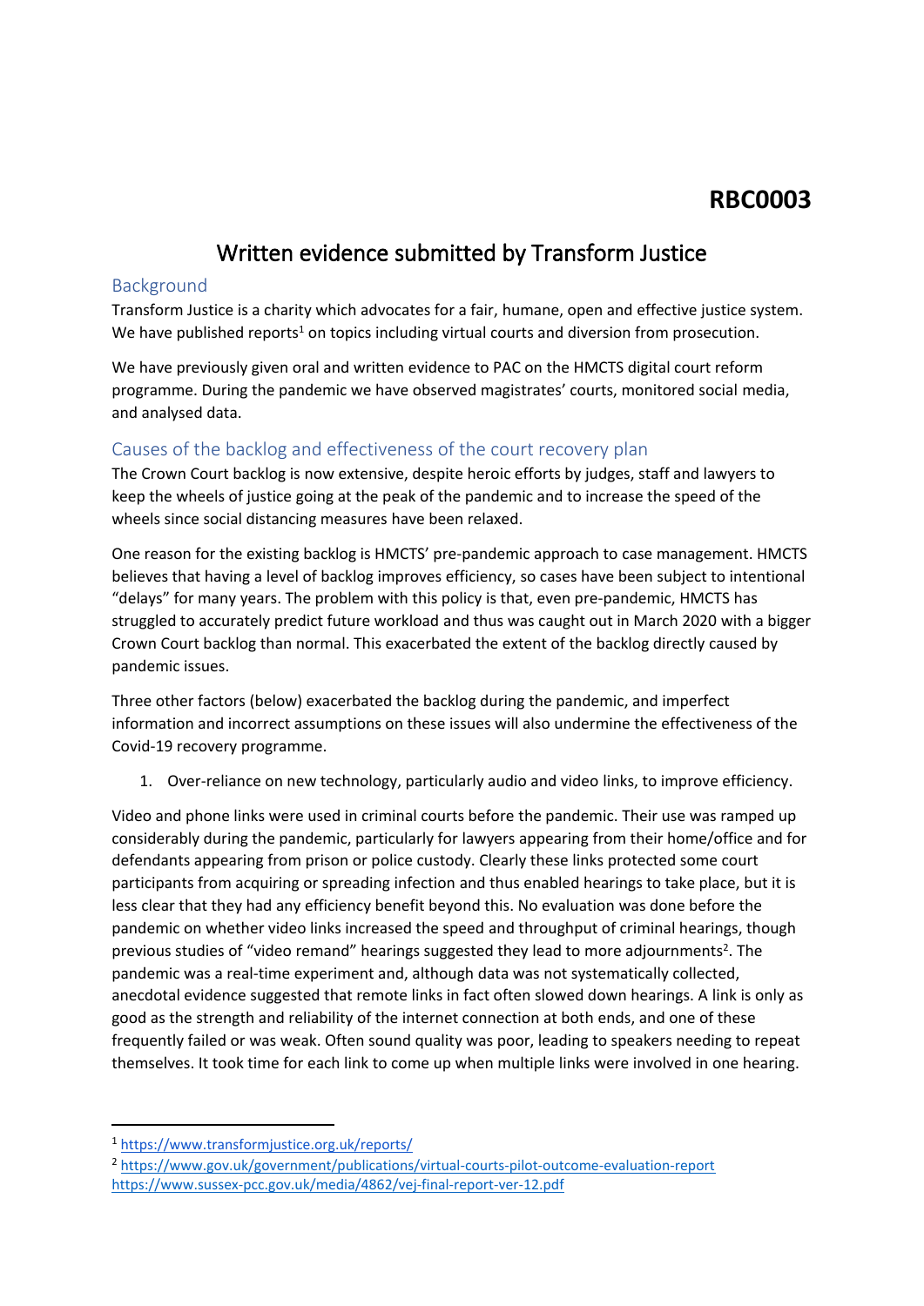**RBC0003**

# Written evidence submitted by Transform Justice

## Background

Transform Justice is a charity which advocates for a fair, humane, open and effective justice system. We have published reports[1] on topics including virtual courts and diversion from prosecution.

We have previously given oral and written evidence to PAC on the HMCTS digital court reform programme. During the pandemic we have observed magistrates' courts, monitored social media, and analysed data.

## Causes of the backlog and effectiveness of the court recovery plan

The Crown Court backlog is now extensive, despite heroic efforts by judges, staff and lawyers to keep the wheels of justice going at the peak of the pandemic and to increase the speed of the wheels since social distancing measures have been relaxed.

One reason for the existing backlog is HMCTS' pre-pandemic approach to case management. HMCTS believes that having a level of backlog improves efficiency, so cases have been subject to intentional "delays" for many years. The problem with this policy is that, even pre-pandemic, HMCTS has struggled to accurately predict future workload and thus was caught out in March 2020 with a bigger Crown Court backlog than normal. This exacerbated the extent of the backlog directly caused by pandemic issues.

Three other factors (below) exacerbated the backlog during the pandemic, and imperfect information and incorrect assumptions on these issues will also undermine the effectiveness of the Covid-19 recovery programme.

1. Over-reliance on new technology, particularly audio and video links, to improve efficiency.

Video and phone links were used in criminal courts before the pandemic. Their use was ramped up considerably during the pandemic, particularly for lawyers appearing from their home/office and for defendants appearing from prison or police custody. Clearly these links protected some court participants from acquiring or spreading infection and thus enabled hearings to take place, but it is less clear that they had any efficiency benefit beyond this. No evaluation was done before the pandemic on whether video links increased the speed and throughput of criminal hearings, though previous studies of "video remand" hearings suggested they lead to more adjournments[2]. The pandemic was a real-time experiment and, although data was not systematically collected, anecdotal evidence suggested that remote links in fact often slowed down hearings. A link is only as good as the strength and reliability of the internet connection at both ends, and one of these frequently failed or was weak. Often sound quality was poor, leading to speakers needing to repeat themselves. It took time for each link to come up when multiple links were involved in one hearing.

---

[1] https://www.transformjustice.org.uk/reports/

[2] https://www.gov.uk/government/publications/virtual-courts-pilot-outcome-evaluation-report
https://www.sussex-pcc.gov.uk/media/4862/vej-final-report-ver-12.pdf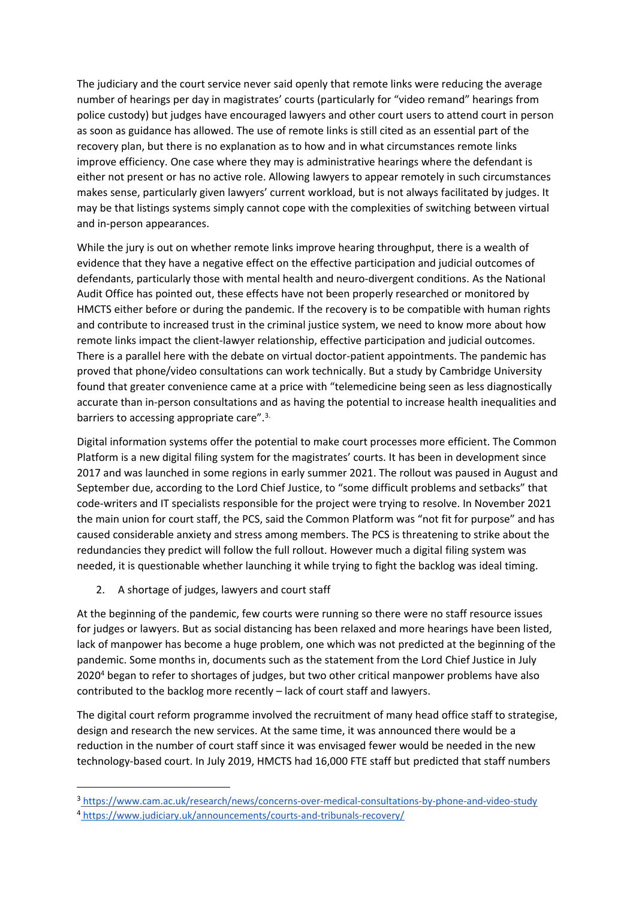The judiciary and the court service never said openly that remote links were reducing the average number of hearings per day in magistrates' courts (particularly for "video remand" hearings from police custody) but judges have encouraged lawyers and other court users to attend court in person as soon as guidance has allowed. The use of remote links is still cited as an essential part of the recovery plan, but there is no explanation as to how and in what circumstances remote links improve efficiency. One case where they may is administrative hearings where the defendant is either not present or has no active role. Allowing lawyers to appear remotely in such circumstances makes sense, particularly given lawyers' current workload, but is not always facilitated by judges. It may be that listings systems simply cannot cope with the complexities of switching between virtual and in-person appearances.

While the jury is out on whether remote links improve hearing throughput, there is a wealth of evidence that they have a negative effect on the effective participation and judicial outcomes of defendants, particularly those with mental health and neuro-divergent conditions. As the National Audit Office has pointed out, these effects have not been properly researched or monitored by HMCTS either before or during the pandemic. If the recovery is to be compatible with human rights and contribute to increased trust in the criminal justice system, we need to know more about how remote links impact the client-lawyer relationship, effective participation and judicial outcomes. There is a parallel here with the debate on virtual doctor-patient appointments. The pandemic has proved that phone/video consultations can work technically. But a study by Cambridge University found that greater convenience came at a price with "telemedicine being seen as less diagnostically accurate than in-person consultations and as having the potential to increase health inequalities and barriers to accessing appropriate care".[3]

Digital information systems offer the potential to make court processes more efficient. The Common Platform is a new digital filing system for the magistrates' courts. It has been in development since 2017 and was launched in some regions in early summer 2021. The rollout was paused in August and September due, according to the Lord Chief Justice, to "some difficult problems and setbacks" that code-writers and IT specialists responsible for the project were trying to resolve. In November 2021 the main union for court staff, the PCS, said the Common Platform was "not fit for purpose" and has caused considerable anxiety and stress among members. The PCS is threatening to strike about the redundancies they predict will follow the full rollout. However much a digital filing system was needed, it is questionable whether launching it while trying to fight the backlog was ideal timing.

2. A shortage of judges, lawyers and court staff

At the beginning of the pandemic, few courts were running so there were no staff resource issues for judges or lawyers. But as social distancing has been relaxed and more hearings have been listed, lack of manpower has become a huge problem, one which was not predicted at the beginning of the pandemic. Some months in, documents such as the statement from the Lord Chief Justice in July 2020[4] began to refer to shortages of judges, but two other critical manpower problems have also contributed to the backlog more recently – lack of court staff and lawyers.

The digital court reform programme involved the recruitment of many head office staff to strategise, design and research the new services. At the same time, it was announced there would be a reduction in the number of court staff since it was envisaged fewer would be needed in the new technology-based court. In July 2019, HMCTS had 16,000 FTE staff but predicted that staff numbers

[3] https://www.cam.ac.uk/research/news/concerns-over-medical-consultations-by-phone-and-video-study

[4] https://www.judiciary.uk/announcements/courts-and-tribunals-recovery/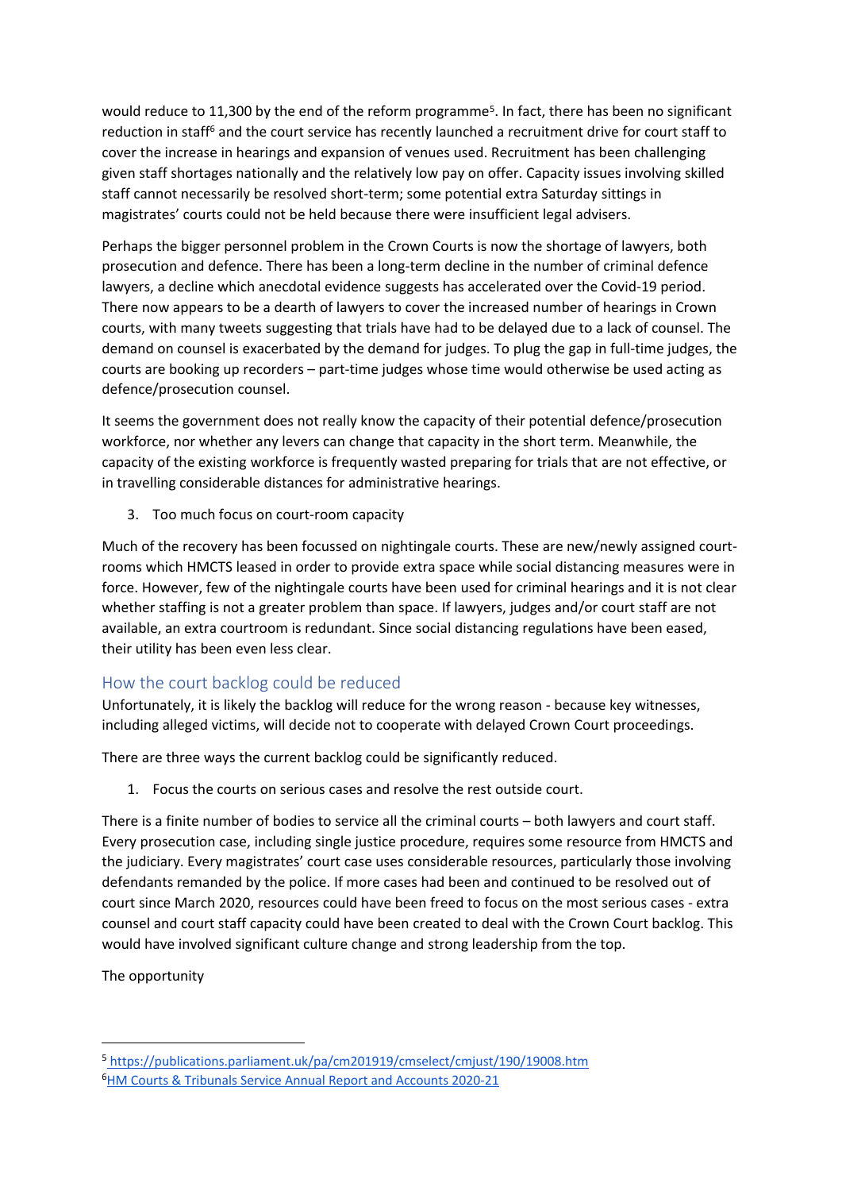would reduce to 11,300 by the end of the reform programme[5]. In fact, there has been no significant reduction in staff[6] and the court service has recently launched a recruitment drive for court staff to cover the increase in hearings and expansion of venues used. Recruitment has been challenging given staff shortages nationally and the relatively low pay on offer. Capacity issues involving skilled staff cannot necessarily be resolved short-term; some potential extra Saturday sittings in magistrates' courts could not be held because there were insufficient legal advisers.

Perhaps the bigger personnel problem in the Crown Courts is now the shortage of lawyers, both prosecution and defence. There has been a long-term decline in the number of criminal defence lawyers, a decline which anecdotal evidence suggests has accelerated over the Covid-19 period. There now appears to be a dearth of lawyers to cover the increased number of hearings in Crown courts, with many tweets suggesting that trials have had to be delayed due to a lack of counsel. The demand on counsel is exacerbated by the demand for judges. To plug the gap in full-time judges, the courts are booking up recorders – part-time judges whose time would otherwise be used acting as defence/prosecution counsel.

It seems the government does not really know the capacity of their potential defence/prosecution workforce, nor whether any levers can change that capacity in the short term. Meanwhile, the capacity of the existing workforce is frequently wasted preparing for trials that are not effective, or in travelling considerable distances for administrative hearings.

3. Too much focus on court-room capacity

Much of the recovery has been focussed on nightingale courts. These are new/newly assigned court-rooms which HMCTS leased in order to provide extra space while social distancing measures were in force. However, few of the nightingale courts have been used for criminal hearings and it is not clear whether staffing is not a greater problem than space. If lawyers, judges and/or court staff are not available, an extra courtroom is redundant. Since social distancing regulations have been eased, their utility has been even less clear.

## How the court backlog could be reduced

Unfortunately, it is likely the backlog will reduce for the wrong reason - because key witnesses, including alleged victims, will decide not to cooperate with delayed Crown Court proceedings.

There are three ways the current backlog could be significantly reduced.

1. Focus the courts on serious cases and resolve the rest outside court.

There is a finite number of bodies to service all the criminal courts – both lawyers and court staff. Every prosecution case, including single justice procedure, requires some resource from HMCTS and the judiciary. Every magistrates' court case uses considerable resources, particularly those involving defendants remanded by the police. If more cases had been and continued to be resolved out of court since March 2020, resources could have been freed to focus on the most serious cases - extra counsel and court staff capacity could have been created to deal with the Crown Court backlog. This would have involved significant culture change and strong leadership from the top.

The opportunity

---

[5] https://publications.parliament.uk/pa/cm201919/cmselect/cmjust/190/19008.htm

[6] HM Courts & Tribunals Service Annual Report and Accounts 2020-21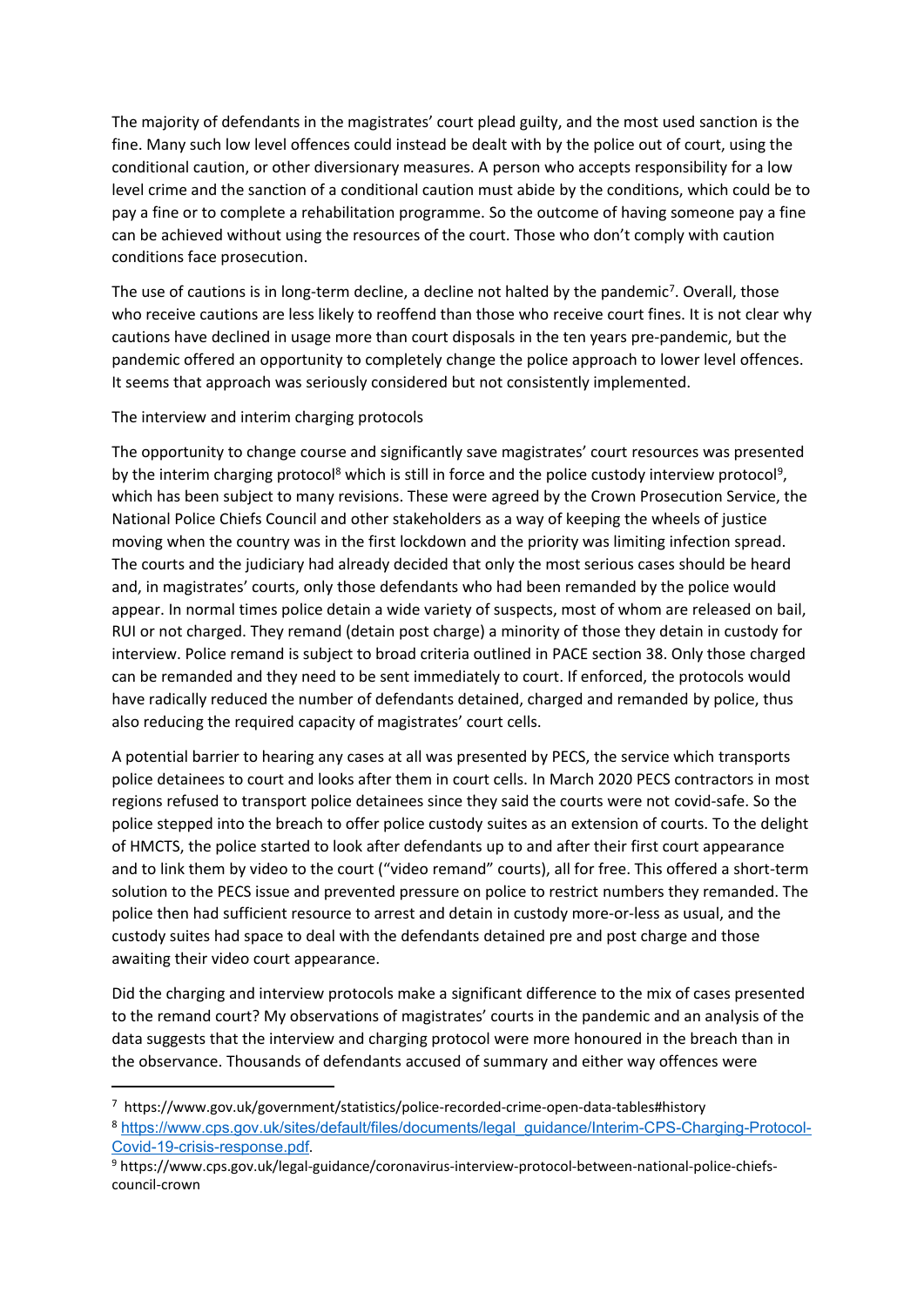The majority of defendants in the magistrates' court plead guilty, and the most used sanction is the fine. Many such low level offences could instead be dealt with by the police out of court, using the conditional caution, or other diversionary measures. A person who accepts responsibility for a low level crime and the sanction of a conditional caution must abide by the conditions, which could be to pay a fine or to complete a rehabilitation programme. So the outcome of having someone pay a fine can be achieved without using the resources of the court. Those who don't comply with caution conditions face prosecution.

The use of cautions is in long-term decline, a decline not halted by the pandemic[7]. Overall, those who receive cautions are less likely to reoffend than those who receive court fines. It is not clear why cautions have declined in usage more than court disposals in the ten years pre-pandemic, but the pandemic offered an opportunity to completely change the police approach to lower level offences. It seems that approach was seriously considered but not consistently implemented.

The interview and interim charging protocols

The opportunity to change course and significantly save magistrates' court resources was presented by the interim charging protocol[8] which is still in force and the police custody interview protocol[9], which has been subject to many revisions. These were agreed by the Crown Prosecution Service, the National Police Chiefs Council and other stakeholders as a way of keeping the wheels of justice moving when the country was in the first lockdown and the priority was limiting infection spread. The courts and the judiciary had already decided that only the most serious cases should be heard and, in magistrates' courts, only those defendants who had been remanded by the police would appear. In normal times police detain a wide variety of suspects, most of whom are released on bail, RUI or not charged. They remand (detain post charge) a minority of those they detain in custody for interview. Police remand is subject to broad criteria outlined in PACE section 38. Only those charged can be remanded and they need to be sent immediately to court. If enforced, the protocols would have radically reduced the number of defendants detained, charged and remanded by police, thus also reducing the required capacity of magistrates' court cells.

A potential barrier to hearing any cases at all was presented by PECS, the service which transports police detainees to court and looks after them in court cells. In March 2020 PECS contractors in most regions refused to transport police detainees since they said the courts were not covid-safe. So the police stepped into the breach to offer police custody suites as an extension of courts. To the delight of HMCTS, the police started to look after defendants up to and after their first court appearance and to link them by video to the court ("video remand" courts), all for free. This offered a short-term solution to the PECS issue and prevented pressure on police to restrict numbers they remanded. The police then had sufficient resource to arrest and detain in custody more-or-less as usual, and the custody suites had space to deal with the defendants detained pre and post charge and those awaiting their video court appearance.

Did the charging and interview protocols make a significant difference to the mix of cases presented to the remand court? My observations of magistrates' courts in the pandemic and an analysis of the data suggests that the interview and charging protocol were more honoured in the breach than in the observance. Thousands of defendants accused of summary and either way offences were

---

[7] https://www.gov.uk/government/statistics/police-recorded-crime-open-data-tables#history

[8] https://www.cps.gov.uk/sites/default/files/documents/legal_guidance/Interim-CPS-Charging-Protocol-Covid-19-crisis-response.pdf.

[9] https://www.cps.gov.uk/legal-guidance/coronavirus-interview-protocol-between-national-police-chiefs-council-crown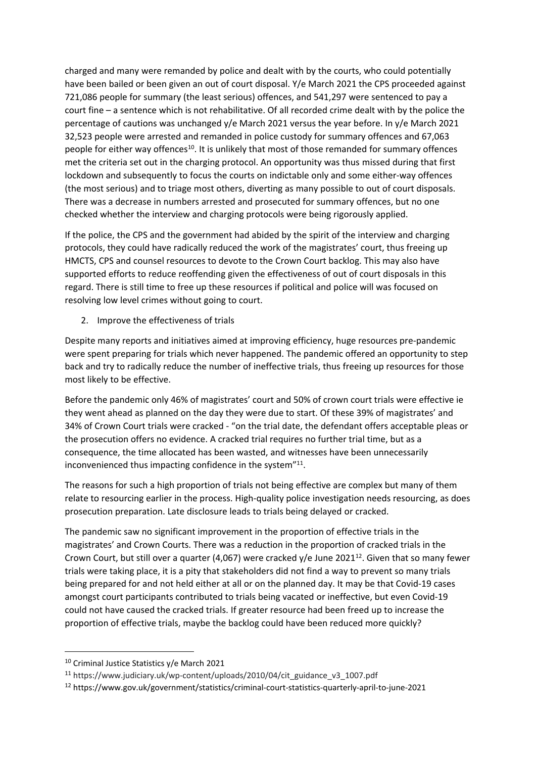charged and many were remanded by police and dealt with by the courts, who could potentially have been bailed or been given an out of court disposal. Y/e March 2021 the CPS proceeded against 721,086 people for summary (the least serious) offences, and 541,297 were sentenced to pay a court fine – a sentence which is not rehabilitative. Of all recorded crime dealt with by the police the percentage of cautions was unchanged y/e March 2021 versus the year before. In y/e March 2021 32,523 people were arrested and remanded in police custody for summary offences and 67,063 people for either way offences[10]. It is unlikely that most of those remanded for summary offences met the criteria set out in the charging protocol. An opportunity was thus missed during that first lockdown and subsequently to focus the courts on indictable only and some either-way offences (the most serious) and to triage most others, diverting as many possible to out of court disposals. There was a decrease in numbers arrested and prosecuted for summary offences, but no one checked whether the interview and charging protocols were being rigorously applied.

If the police, the CPS and the government had abided by the spirit of the interview and charging protocols, they could have radically reduced the work of the magistrates' court, thus freeing up HMCTS, CPS and counsel resources to devote to the Crown Court backlog. This may also have supported efforts to reduce reoffending given the effectiveness of out of court disposals in this regard. There is still time to free up these resources if political and police will was focused on resolving low level crimes without going to court.

2. Improve the effectiveness of trials

Despite many reports and initiatives aimed at improving efficiency, huge resources pre-pandemic were spent preparing for trials which never happened. The pandemic offered an opportunity to step back and try to radically reduce the number of ineffective trials, thus freeing up resources for those most likely to be effective.

Before the pandemic only 46% of magistrates' court and 50% of crown court trials were effective ie they went ahead as planned on the day they were due to start. Of these 39% of magistrates' and 34% of Crown Court trials were cracked - "on the trial date, the defendant offers acceptable pleas or the prosecution offers no evidence. A cracked trial requires no further trial time, but as a consequence, the time allocated has been wasted, and witnesses have been unnecessarily inconvenienced thus impacting confidence in the system"[11].

The reasons for such a high proportion of trials not being effective are complex but many of them relate to resourcing earlier in the process. High-quality police investigation needs resourcing, as does prosecution preparation. Late disclosure leads to trials being delayed or cracked.

The pandemic saw no significant improvement in the proportion of effective trials in the magistrates' and Crown Courts. There was a reduction in the proportion of cracked trials in the Crown Court, but still over a quarter (4,067) were cracked y/e June 2021[12]. Given that so many fewer trials were taking place, it is a pity that stakeholders did not find a way to prevent so many trials being prepared for and not held either at all or on the planned day. It may be that Covid-19 cases amongst court participants contributed to trials being vacated or ineffective, but even Covid-19 could not have caused the cracked trials. If greater resource had been freed up to increase the proportion of effective trials, maybe the backlog could have been reduced more quickly?

---

[10] Criminal Justice Statistics y/e March 2021

[11] https://www.judiciary.uk/wp-content/uploads/2010/04/cit_guidance_v3_1007.pdf

[12] https://www.gov.uk/government/statistics/criminal-court-statistics-quarterly-april-to-june-2021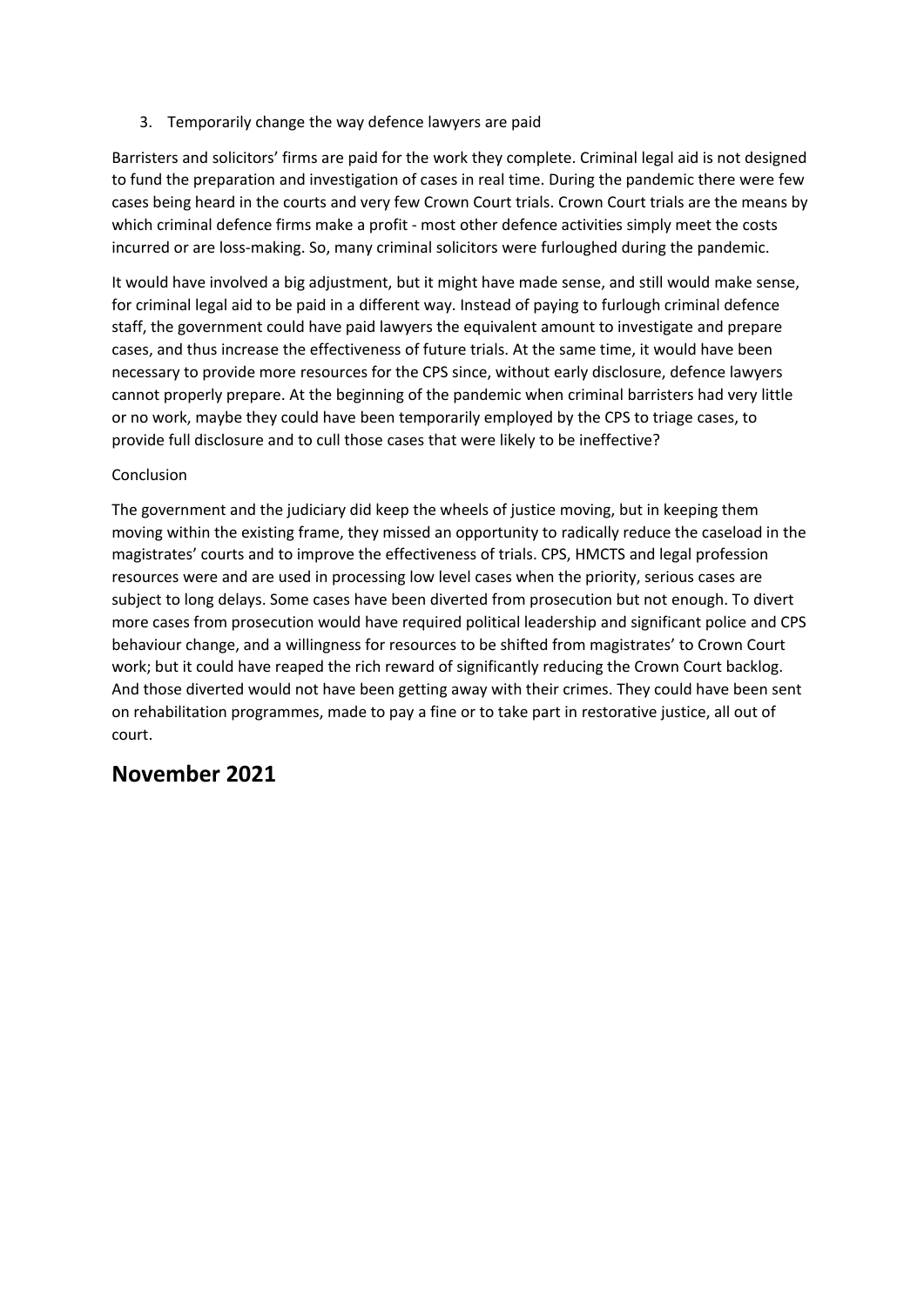3. Temporarily change the way defence lawyers are paid

Barristers and solicitors' firms are paid for the work they complete. Criminal legal aid is not designed to fund the preparation and investigation of cases in real time. During the pandemic there were few cases being heard in the courts and very few Crown Court trials. Crown Court trials are the means by which criminal defence firms make a profit - most other defence activities simply meet the costs incurred or are loss-making. So, many criminal solicitors were furloughed during the pandemic.

It would have involved a big adjustment, but it might have made sense, and still would make sense, for criminal legal aid to be paid in a different way. Instead of paying to furlough criminal defence staff, the government could have paid lawyers the equivalent amount to investigate and prepare cases, and thus increase the effectiveness of future trials. At the same time, it would have been necessary to provide more resources for the CPS since, without early disclosure, defence lawyers cannot properly prepare. At the beginning of the pandemic when criminal barristers had very little or no work, maybe they could have been temporarily employed by the CPS to triage cases, to provide full disclosure and to cull those cases that were likely to be ineffective?

Conclusion

The government and the judiciary did keep the wheels of justice moving, but in keeping them moving within the existing frame, they missed an opportunity to radically reduce the caseload in the magistrates' courts and to improve the effectiveness of trials. CPS, HMCTS and legal profession resources were and are used in processing low level cases when the priority, serious cases are subject to long delays. Some cases have been diverted from prosecution but not enough. To divert more cases from prosecution would have required political leadership and significant police and CPS behaviour change, and a willingness for resources to be shifted from magistrates' to Crown Court work; but it could have reaped the rich reward of significantly reducing the Crown Court backlog. And those diverted would not have been getting away with their crimes. They could have been sent on rehabilitation programmes, made to pay a fine or to take part in restorative justice, all out of court.

## November 2021